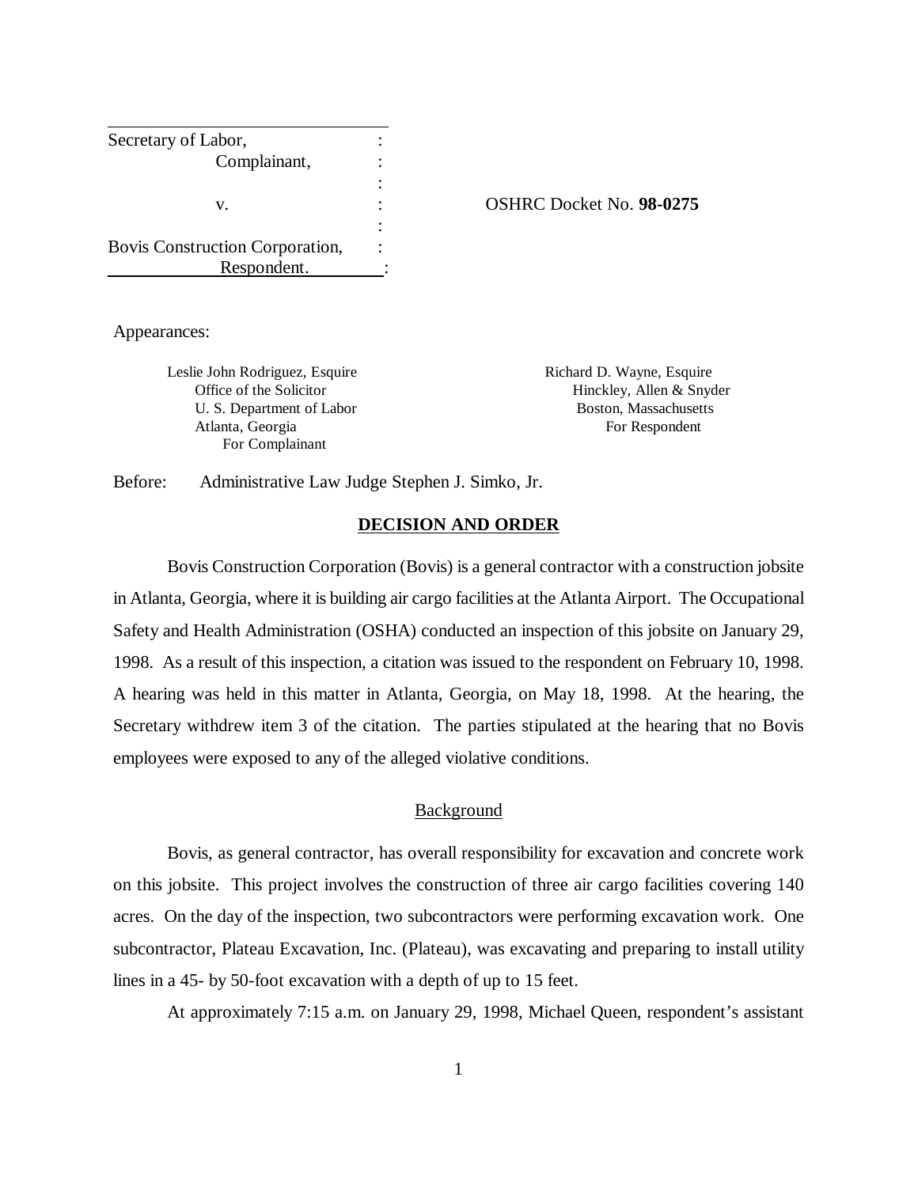| | | |
|---|---|---|
| Secretary of Labor, | : | |
| Complainant, | : | |
| | : | |
| v. | : | OSHRC Docket No. **98-0275** |
| | : | |
| Bovis Construction Corporation, | : | |
| Respondent. | : | |

Appearances:

Leslie John Rodriguez, Esquire
Office of the Solicitor
U. S. Department of Labor
Atlanta, Georgia
For Complainant

Richard D. Wayne, Esquire
Hinckley, Allen & Snyder
Boston, Massachusetts
For Respondent

Before: Administrative Law Judge Stephen J. Simko, Jr.

## DECISION AND ORDER

Bovis Construction Corporation (Bovis) is a general contractor with a construction jobsite in Atlanta, Georgia, where it is building air cargo facilities at the Atlanta Airport. The Occupational Safety and Health Administration (OSHA) conducted an inspection of this jobsite on January 29, 1998. As a result of this inspection, a citation was issued to the respondent on February 10, 1998. A hearing was held in this matter in Atlanta, Georgia, on May 18, 1998. At the hearing, the Secretary withdrew item 3 of the citation. The parties stipulated at the hearing that no Bovis employees were exposed to any of the alleged violative conditions.

### Background

Bovis, as general contractor, has overall responsibility for excavation and concrete work on this jobsite. This project involves the construction of three air cargo facilities covering 140 acres. On the day of the inspection, two subcontractors were performing excavation work. One subcontractor, Plateau Excavation, Inc. (Plateau), was excavating and preparing to install utility lines in a 45- by 50-foot excavation with a depth of up to 15 feet.

At approximately 7:15 a.m. on January 29, 1998, Michael Queen, respondent's assistant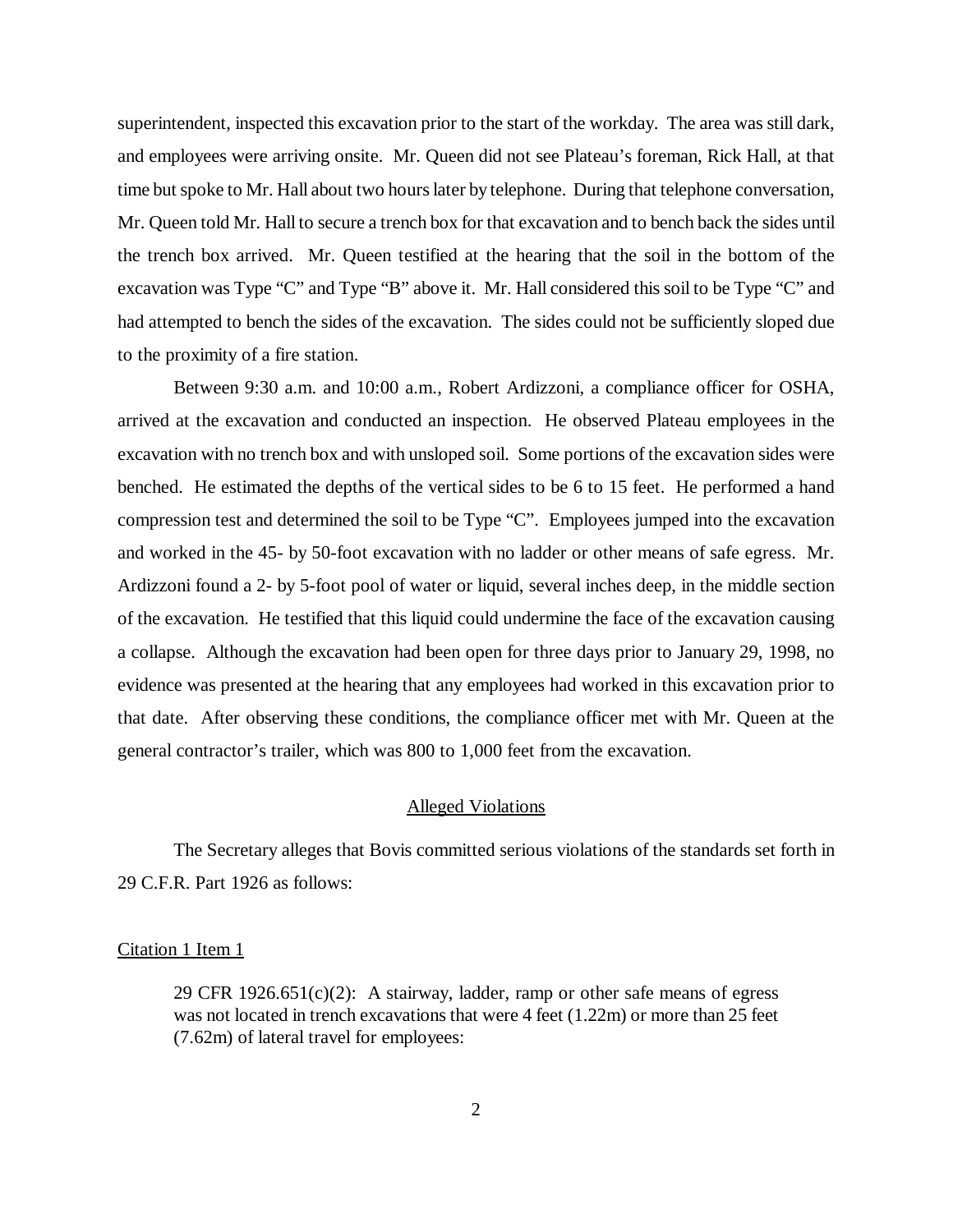superintendent, inspected this excavation prior to the start of the workday. The area was still dark, and employees were arriving onsite. Mr. Queen did not see Plateau's foreman, Rick Hall, at that time but spoke to Mr. Hall about two hours later by telephone. During that telephone conversation, Mr. Queen told Mr. Hall to secure a trench box for that excavation and to bench back the sides until the trench box arrived. Mr. Queen testified at the hearing that the soil in the bottom of the excavation was Type "C" and Type "B" above it. Mr. Hall considered this soil to be Type "C" and had attempted to bench the sides of the excavation. The sides could not be sufficiently sloped due to the proximity of a fire station.

Between 9:30 a.m. and 10:00 a.m., Robert Ardizzoni, a compliance officer for OSHA, arrived at the excavation and conducted an inspection. He observed Plateau employees in the excavation with no trench box and with unsloped soil. Some portions of the excavation sides were benched. He estimated the depths of the vertical sides to be 6 to 15 feet. He performed a hand compression test and determined the soil to be Type "C". Employees jumped into the excavation and worked in the 45- by 50-foot excavation with no ladder or other means of safe egress. Mr. Ardizzoni found a 2- by 5-foot pool of water or liquid, several inches deep, in the middle section of the excavation. He testified that this liquid could undermine the face of the excavation causing a collapse. Although the excavation had been open for three days prior to January 29, 1998, no evidence was presented at the hearing that any employees had worked in this excavation prior to that date. After observing these conditions, the compliance officer met with Mr. Queen at the general contractor's trailer, which was 800 to 1,000 feet from the excavation.

## Alleged Violations

The Secretary alleges that Bovis committed serious violations of the standards set forth in 29 C.F.R. Part 1926 as follows:

### Citation 1 Item 1

> 29 CFR 1926.651(c)(2): A stairway, ladder, ramp or other safe means of egress was not located in trench excavations that were 4 feet (1.22m) or more than 25 feet (7.62m) of lateral travel for employees: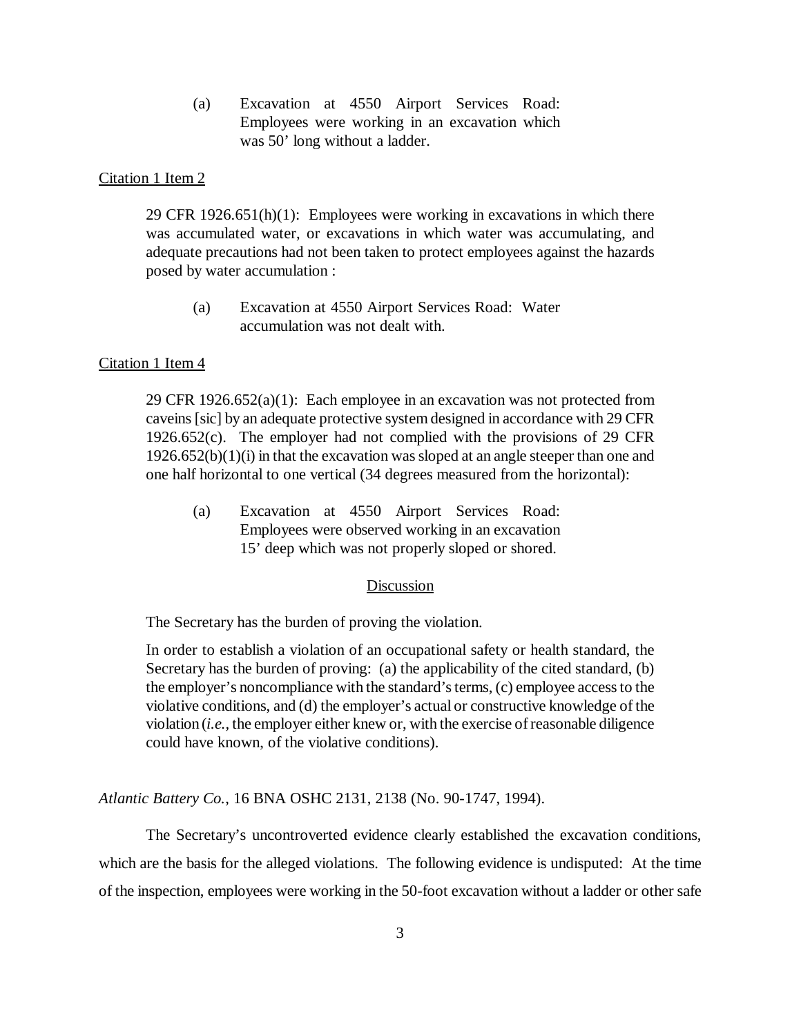> (a) Excavation at 4550 Airport Services Road: Employees were working in an excavation which was 50' long without a ladder.

Citation 1 Item 2

> 29 CFR 1926.651(h)(1): Employees were working in excavations in which there was accumulated water, or excavations in which water was accumulating, and adequate precautions had not been taken to protect employees against the hazards posed by water accumulation :
>
> (a) Excavation at 4550 Airport Services Road: Water accumulation was not dealt with.

Citation 1 Item 4

> 29 CFR 1926.652(a)(1): Each employee in an excavation was not protected from caveins [sic] by an adequate protective system designed in accordance with 29 CFR 1926.652(c). The employer had not complied with the provisions of 29 CFR 1926.652(b)(1)(i) in that the excavation was sloped at an angle steeper than one and one half horizontal to one vertical (34 degrees measured from the horizontal):
>
> (a) Excavation at 4550 Airport Services Road: Employees were observed working in an excavation 15' deep which was not properly sloped or shored.

## Discussion

> The Secretary has the burden of proving the violation.
>
> In order to establish a violation of an occupational safety or health standard, the Secretary has the burden of proving: (a) the applicability of the cited standard, (b) the employer's noncompliance with the standard's terms, (c) employee access to the violative conditions, and (d) the employer's actual or constructive knowledge of the violation (*i.e.,* the employer either knew or, with the exercise of reasonable diligence could have known, of the violative conditions).

*Atlantic Battery Co.*, 16 BNA OSHC 2131, 2138 (No. 90-1747, 1994).

The Secretary's uncontroverted evidence clearly established the excavation conditions, which are the basis for the alleged violations. The following evidence is undisputed: At the time of the inspection, employees were working in the 50-foot excavation without a ladder or other safe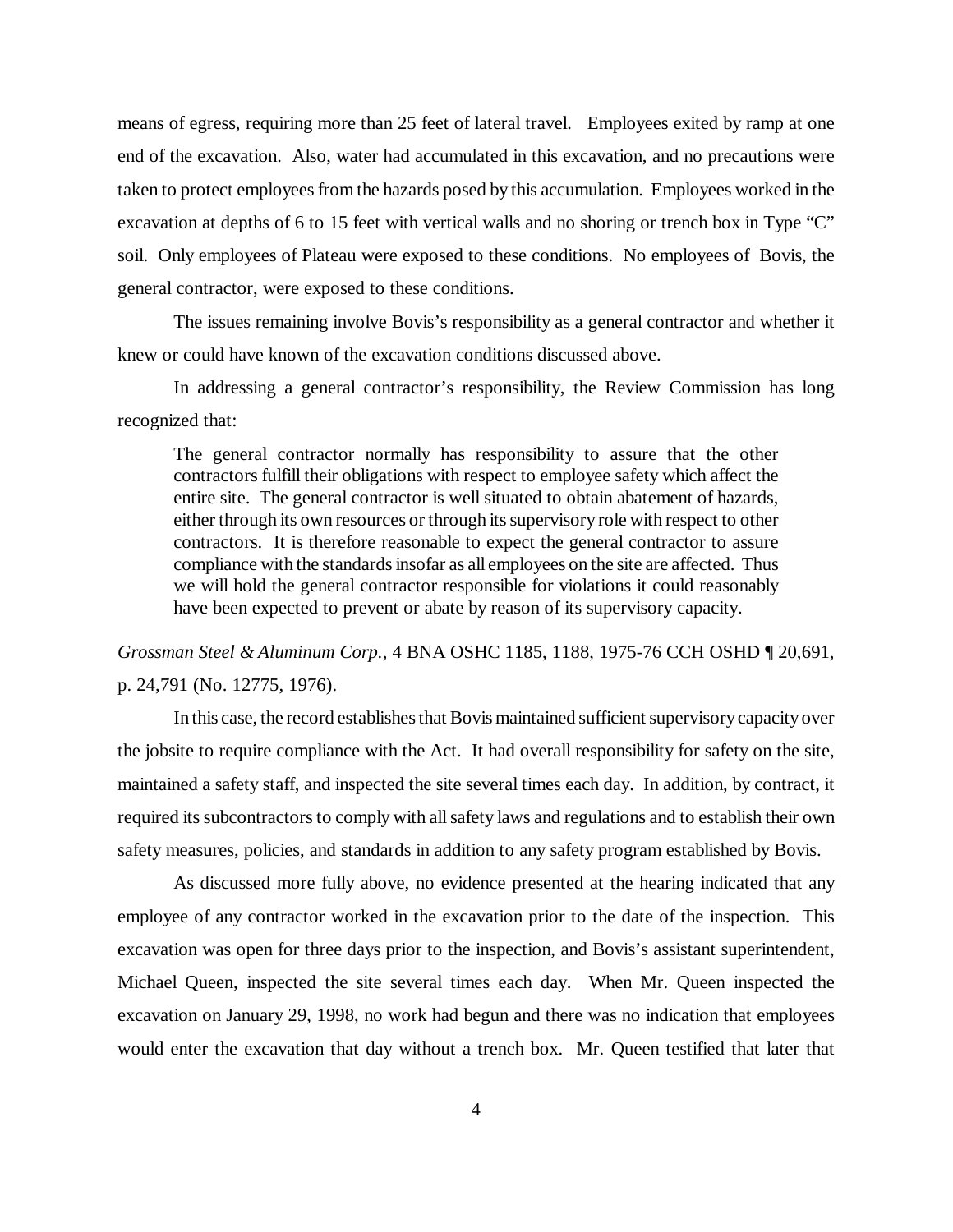means of egress, requiring more than 25 feet of lateral travel. Employees exited by ramp at one end of the excavation. Also, water had accumulated in this excavation, and no precautions were taken to protect employees from the hazards posed by this accumulation. Employees worked in the excavation at depths of 6 to 15 feet with vertical walls and no shoring or trench box in Type "C" soil. Only employees of Plateau were exposed to these conditions. No employees of Bovis, the general contractor, were exposed to these conditions.

The issues remaining involve Bovis's responsibility as a general contractor and whether it knew or could have known of the excavation conditions discussed above.

In addressing a general contractor's responsibility, the Review Commission has long recognized that:

> The general contractor normally has responsibility to assure that the other contractors fulfill their obligations with respect to employee safety which affect the entire site. The general contractor is well situated to obtain abatement of hazards, either through its own resources or through its supervisory role with respect to other contractors. It is therefore reasonable to expect the general contractor to assure compliance with the standards insofar as all employees on the site are affected. Thus we will hold the general contractor responsible for violations it could reasonably have been expected to prevent or abate by reason of its supervisory capacity.

*Grossman Steel & Aluminum Corp.*, 4 BNA OSHC 1185, 1188, 1975-76 CCH OSHD ¶ 20,691, p. 24,791 (No. 12775, 1976).

In this case, the record establishes that Bovis maintained sufficient supervisory capacity over the jobsite to require compliance with the Act. It had overall responsibility for safety on the site, maintained a safety staff, and inspected the site several times each day. In addition, by contract, it required its subcontractors to comply with all safety laws and regulations and to establish their own safety measures, policies, and standards in addition to any safety program established by Bovis.

As discussed more fully above, no evidence presented at the hearing indicated that any employee of any contractor worked in the excavation prior to the date of the inspection. This excavation was open for three days prior to the inspection, and Bovis's assistant superintendent, Michael Queen, inspected the site several times each day. When Mr. Queen inspected the excavation on January 29, 1998, no work had begun and there was no indication that employees would enter the excavation that day without a trench box. Mr. Queen testified that later that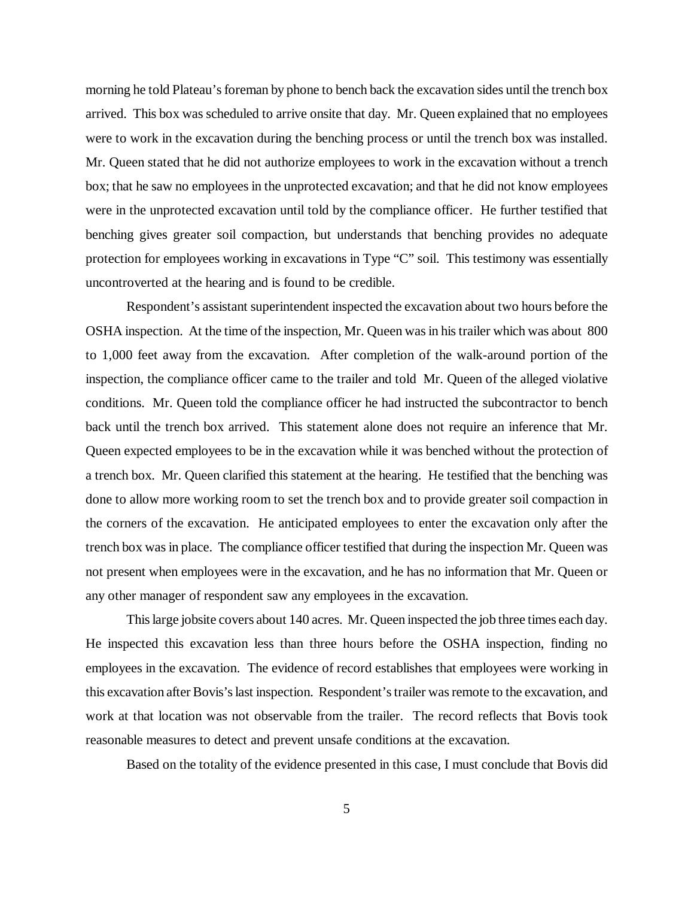morning he told Plateau's foreman by phone to bench back the excavation sides until the trench box arrived. This box was scheduled to arrive onsite that day. Mr. Queen explained that no employees were to work in the excavation during the benching process or until the trench box was installed. Mr. Queen stated that he did not authorize employees to work in the excavation without a trench box; that he saw no employees in the unprotected excavation; and that he did not know employees were in the unprotected excavation until told by the compliance officer. He further testified that benching gives greater soil compaction, but understands that benching provides no adequate protection for employees working in excavations in Type "C" soil. This testimony was essentially uncontroverted at the hearing and is found to be credible.

Respondent's assistant superintendent inspected the excavation about two hours before the OSHA inspection. At the time of the inspection, Mr. Queen was in his trailer which was about 800 to 1,000 feet away from the excavation. After completion of the walk-around portion of the inspection, the compliance officer came to the trailer and told Mr. Queen of the alleged violative conditions. Mr. Queen told the compliance officer he had instructed the subcontractor to bench back until the trench box arrived. This statement alone does not require an inference that Mr. Queen expected employees to be in the excavation while it was benched without the protection of a trench box. Mr. Queen clarified this statement at the hearing. He testified that the benching was done to allow more working room to set the trench box and to provide greater soil compaction in the corners of the excavation. He anticipated employees to enter the excavation only after the trench box was in place. The compliance officer testified that during the inspection Mr. Queen was not present when employees were in the excavation, and he has no information that Mr. Queen or any other manager of respondent saw any employees in the excavation.

This large jobsite covers about 140 acres. Mr. Queen inspected the job three times each day. He inspected this excavation less than three hours before the OSHA inspection, finding no employees in the excavation. The evidence of record establishes that employees were working in this excavation after Bovis's last inspection. Respondent's trailer was remote to the excavation, and work at that location was not observable from the trailer. The record reflects that Bovis took reasonable measures to detect and prevent unsafe conditions at the excavation.

Based on the totality of the evidence presented in this case, I must conclude that Bovis did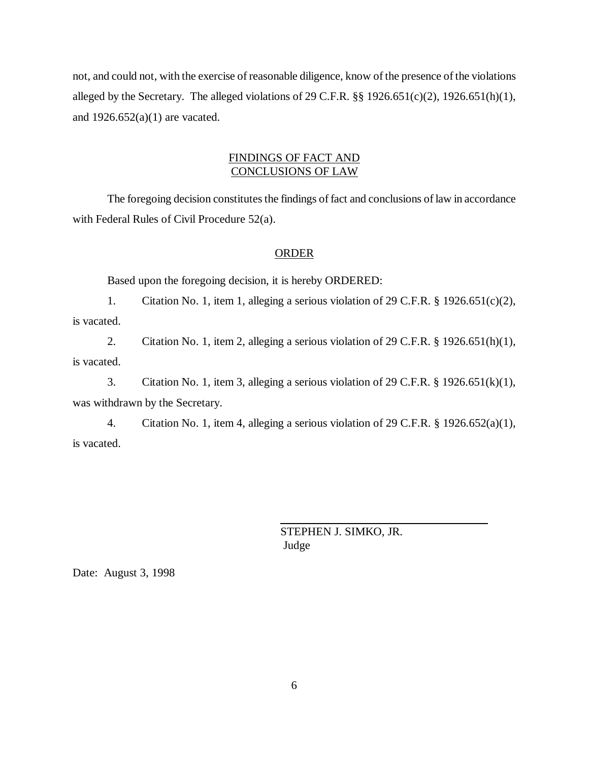not, and could not, with the exercise of reasonable diligence, know of the presence of the violations alleged by the Secretary. The alleged violations of 29 C.F.R. §§ 1926.651(c)(2), 1926.651(h)(1), and 1926.652(a)(1) are vacated.

## FINDINGS OF FACT AND CONCLUSIONS OF LAW

The foregoing decision constitutes the findings of fact and conclusions of law in accordance with Federal Rules of Civil Procedure 52(a).

## ORDER

Based upon the foregoing decision, it is hereby ORDERED:

1. Citation No. 1, item 1, alleging a serious violation of 29 C.F.R. § 1926.651(c)(2), is vacated.

2. Citation No. 1, item 2, alleging a serious violation of 29 C.F.R. § 1926.651(h)(1), is vacated.

3. Citation No. 1, item 3, alleging a serious violation of 29 C.F.R. § 1926.651(k)(1), was withdrawn by the Secretary.

4. Citation No. 1, item 4, alleging a serious violation of 29 C.F.R. § 1926.652(a)(1), is vacated.

STEPHEN J. SIMKO, JR.
Judge

Date: August 3, 1998